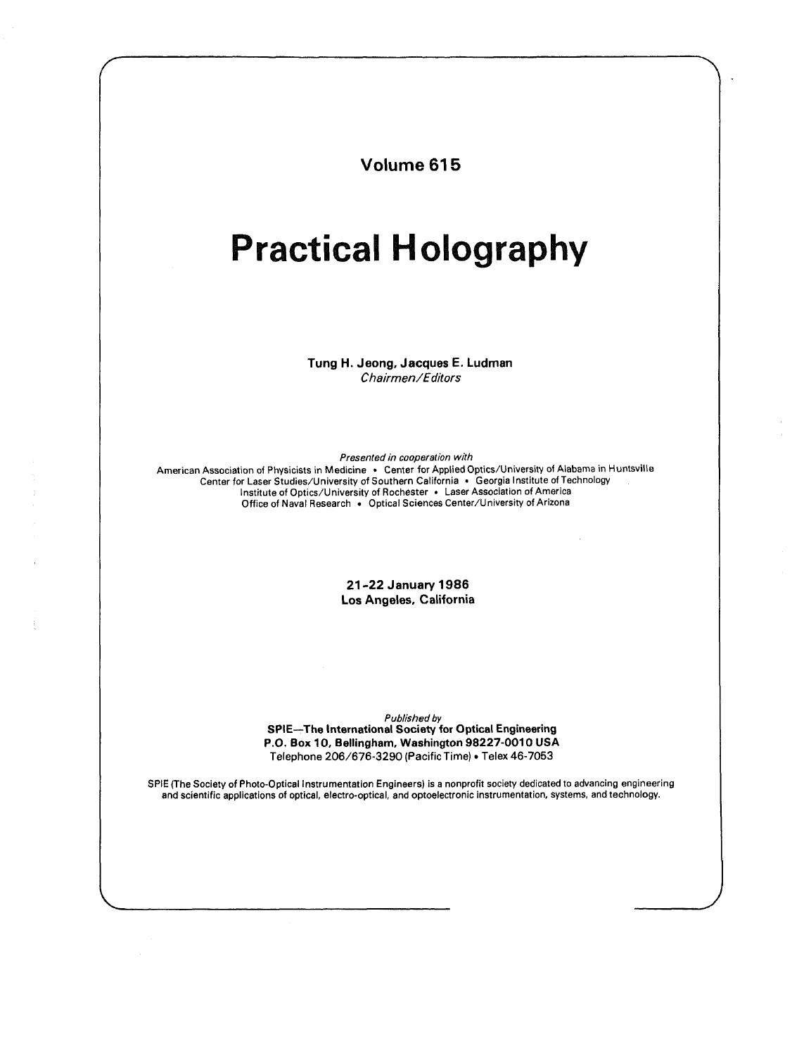**Volume 615**

# Practical Holography

**Tung H. Jeong, Jacques E. Ludman**
*Chairmen/Editors*

*Presented in cooperation with*
American Association of Physicists in Medicine • Center for Applied Optics/University of Alabama in Huntsville
Center for Laser Studies/University of Southern California • Georgia Institute of Technology
Institute of Optics/University of Rochester • Laser Association of America
Office of Naval Research • Optical Sciences Center/University of Arizona

**21-22 January 1986**
**Los Angeles, California**

*Published by*
**SPIE—The International Society for Optical Engineering**
**P.O. Box 10, Bellingham, Washington 98227-0010 USA**
Telephone 206/676-3290 (Pacific Time) • Telex 46-7053

SPIE (The Society of Photo-Optical Instrumentation Engineers) is a nonprofit society dedicated to advancing engineering and scientific applications of optical, electro-optical, and optoelectronic instrumentation, systems, and technology.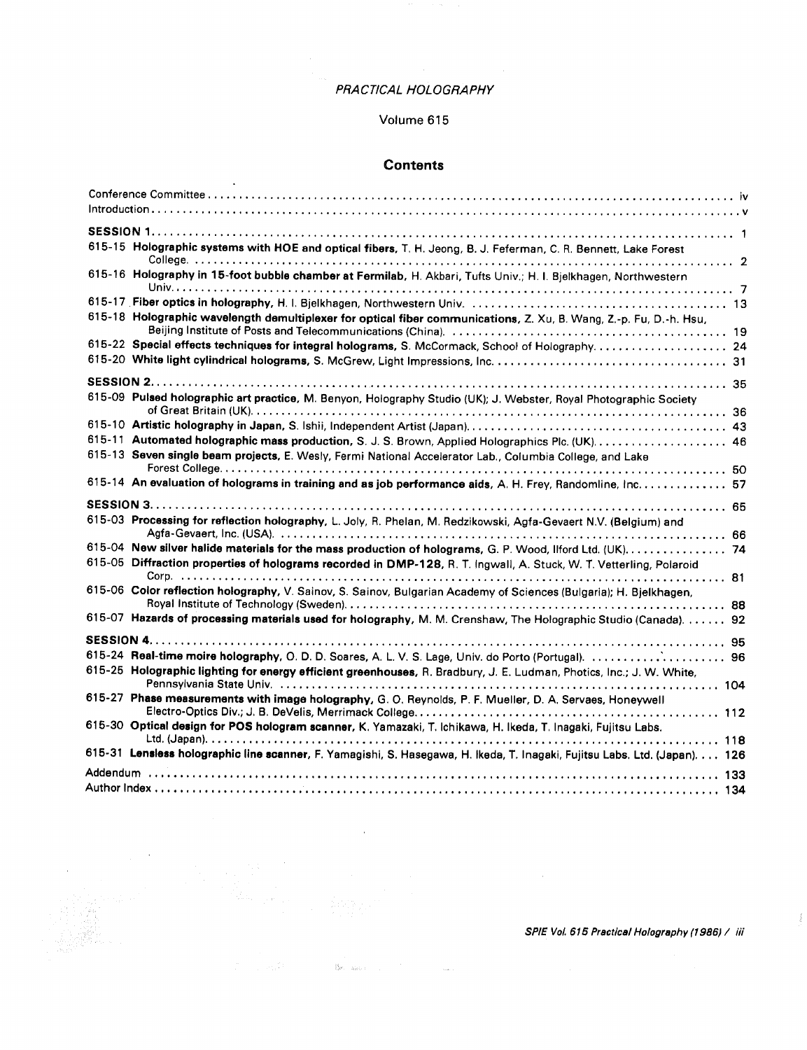*PRACTICAL HOLOGRAPHY*

Volume 615

## Contents

Conference Committee . . . . . . . . . . iv

Introduction . . . . . . . . . . v

**SESSION 1** . . . . . . . . . . 1

615-15 **Holographic systems with HOE and optical fibers,** T. H. Jeong, B. J. Feferman, C. R. Bennett, Lake Forest College. . . . . . . . . . 2

615-16 **Holography in 15-foot bubble chamber at Fermilab,** H. Akbari, Tufts Univ.; H. I. Bjelkhagen, Northwestern Univ. . . . . . . . . . 7

615-17 **Fiber optics in holography,** H. I. Bjelkhagen, Northwestern Univ. . . . . . . . . . 13

615-18 **Holographic wavelength demultiplexer for optical fiber communications,** Z. Xu, B. Wang, Z.-p. Fu, D.-h. Hsu, Beijing Institute of Posts and Telecommunications (China). . . . . . . . . . 19

615-22 **Special effects techniques for integral holograms,** S. McCormack, School of Holography. . . . . . . . . . 24

615-20 **White light cylindrical holograms,** S. McGrew, Light Impressions, Inc. . . . . . . . . . 31

**SESSION 2** . . . . . . . . . . 35

615-09 **Pulsed holographic art practice,** M. Benyon, Holography Studio (UK); J. Webster, Royal Photographic Society of Great Britain (UK). . . . . . . . . . 36

615-10 **Artistic holography in Japan,** S. Ishii, Independent Artist (Japan). . . . . . . . . . 43

615-11 **Automated holographic mass production,** S. J. S. Brown, Applied Holographics Plc. (UK). . . . . . . . . . 46

615-13 **Seven single beam projects,** E. Wesly, Fermi National Accelerator Lab., Columbia College, and Lake Forest College. . . . . . . . . . 50

615-14 **An evaluation of holograms in training and as job performance aids,** A. H. Frey, Randomline, Inc. . . . . . . . . . 57

**SESSION 3** . . . . . . . . . . 65

615-03 **Processing for reflection holography,** L. Joly, R. Phelan, M. Redzikowski, Agfa-Gevaert N.V. (Belgium) and Agfa-Gevaert, Inc. (USA). . . . . . . . . . 66

615-04 **New silver halide materials for the mass production of holograms,** G. P. Wood, Ilford Ltd. (UK). . . . . . . . . . 74

615-05 **Diffraction properties of holograms recorded in DMP-128,** R. T. Ingwall, A. Stuck, W. T. Vetterling, Polaroid Corp. . . . . . . . . . 81

615-06 **Color reflection holography,** V. Sainov, S. Sainov, Bulgarian Academy of Sciences (Bulgaria); H. Bjelkhagen, Royal Institute of Technology (Sweden). . . . . . . . . . 88

615-07 **Hazards of processing materials used for holography,** M. M. Crenshaw, The Holographic Studio (Canada). . . . . . . . . . 92

**SESSION 4** . . . . . . . . . . 95

615-24 **Real-time moire holography,** O. D. D. Soares, A. L. V. S. Lage, Univ. do Porto (Portugal). . . . . . . . . . 96

615-25 **Holographic lighting for energy efficient greenhouses,** R. Bradbury, J. E. Ludman, Photics, Inc.; J. W. White, Pennsylvania State Univ. . . . . . . . . . 104

615-27 **Phase measurements with image holography,** G. O. Reynolds, P. F. Mueller, D. A. Servaes, Honeywell Electro-Optics Div.; J. B. DeVelis, Merrimack College. . . . . . . . . . 112

615-30 **Optical design for POS hologram scanner,** K. Yamazaki, T. Ichikawa, H. Ikeda, T. Inagaki, Fujitsu Labs. Ltd. (Japan). . . . . . . . . . 118

615-31 **Lensless holographic line scanner,** F. Yamagishi, S. Hasegawa, H. Ikeda, T. Inagaki, Fujitsu Labs. Ltd. (Japan). . . . 126

Addendum . . . . . . . . . . 133

Author Index . . . . . . . . . . 134